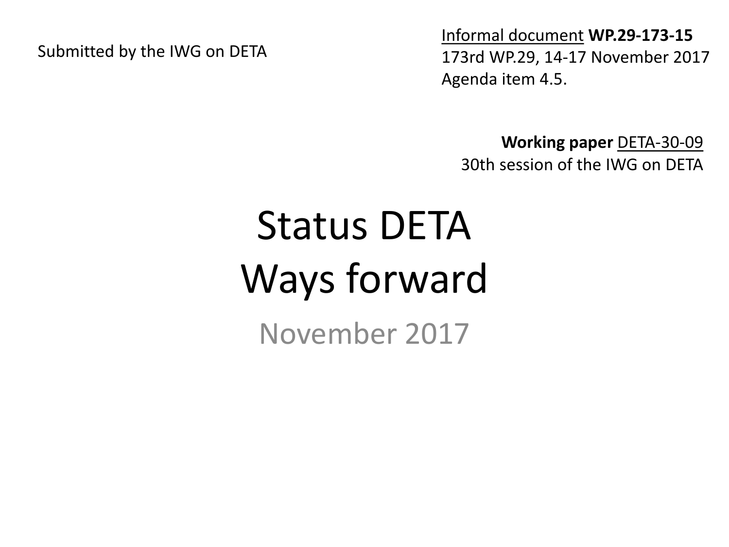Submitted by the IWG on DETA

Informal document **WP.29-173-15**
173rd WP.29, 14-17 November 2017
Agenda item 4.5.

**Working paper** DETA-30-09
30th session of the IWG on DETA

# Status DETA
# Ways forward

November 2017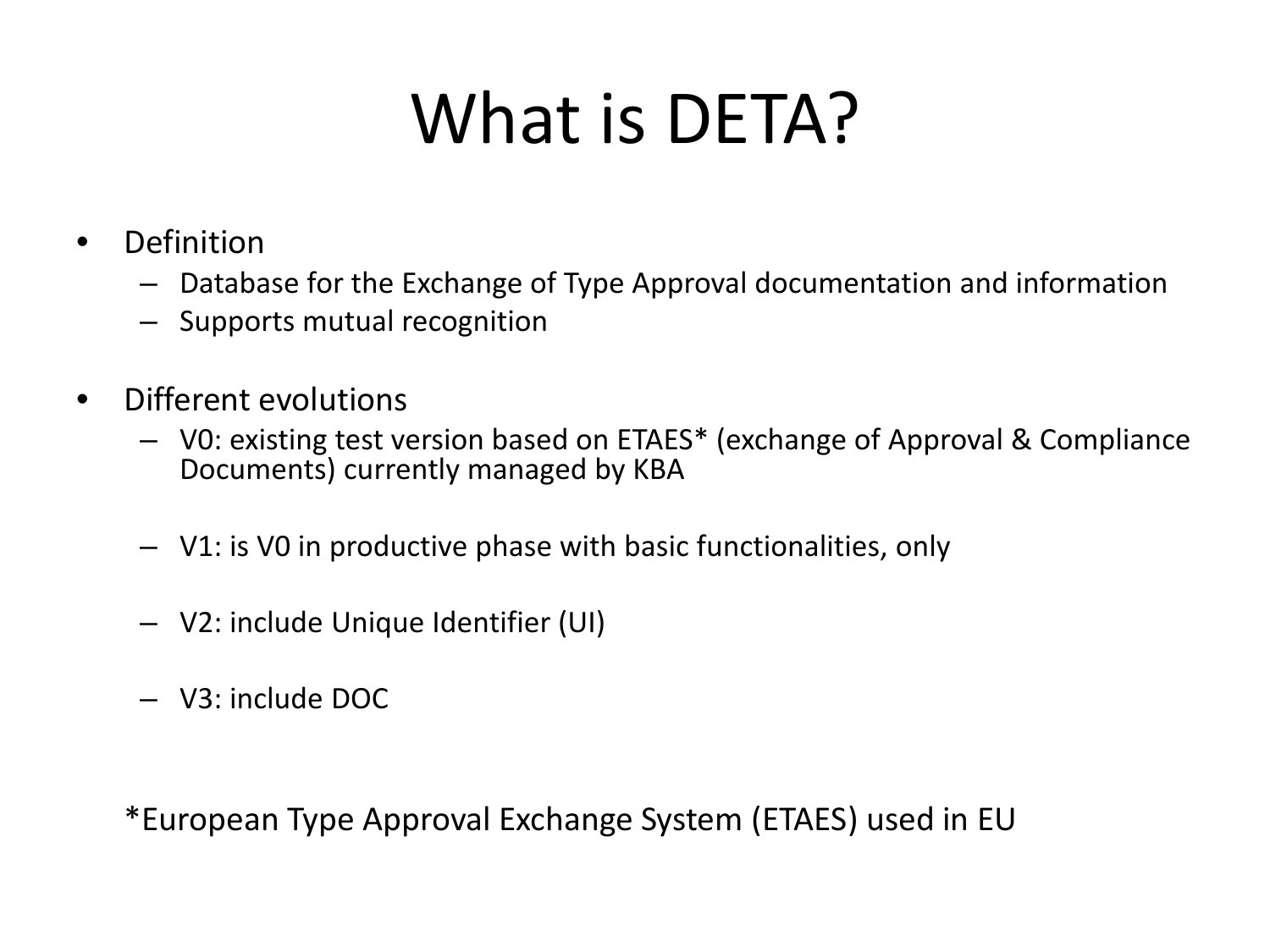# What is DETA?

- Definition
  - Database for the Exchange of Type Approval documentation and information
  - Supports mutual recognition

- Different evolutions
  - V0: existing test version based on ETAES* (exchange of Approval & Compliance Documents) currently managed by KBA
  - V1: is V0 in productive phase with basic functionalities, only
  - V2: include Unique Identifier (UI)
  - V3: include DOC

*European Type Approval Exchange System (ETAES) used in EU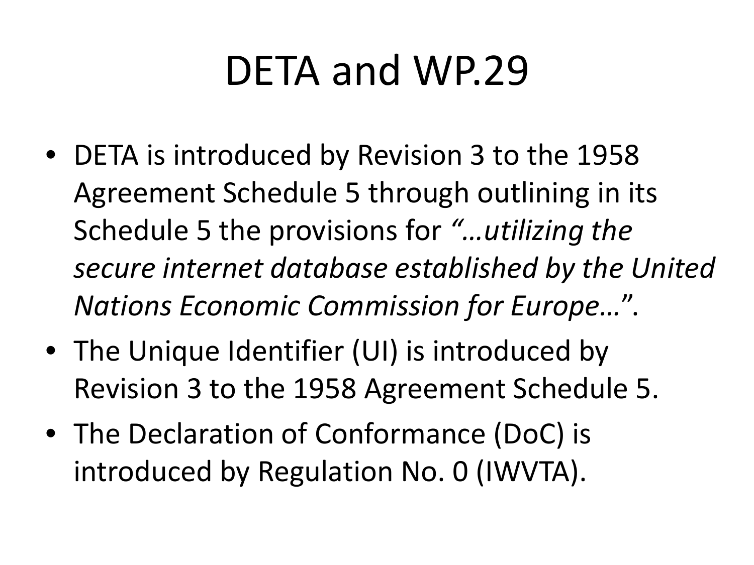# DETA and WP.29

- DETA is introduced by Revision 3 to the 1958 Agreement Schedule 5 through outlining in its Schedule 5 the provisions for *"…utilizing the secure internet database established by the United Nations Economic Commission for Europe…"*.
- The Unique Identifier (UI) is introduced by Revision 3 to the 1958 Agreement Schedule 5.
- The Declaration of Conformance (DoC) is introduced by Regulation No. 0 (IWVTA).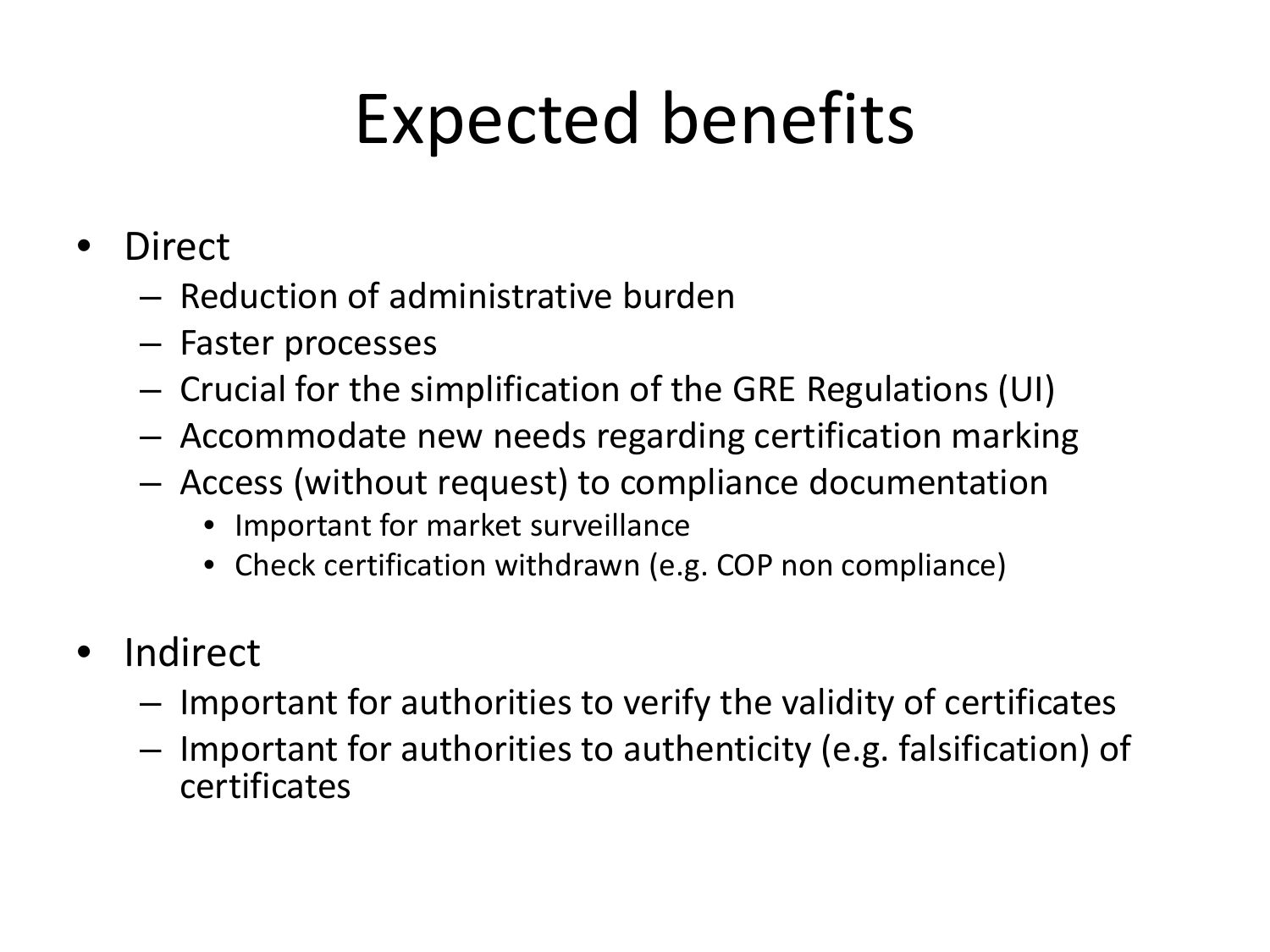# Expected benefits

- Direct
  - Reduction of administrative burden
  - Faster processes
  - Crucial for the simplification of the GRE Regulations (UI)
  - Accommodate new needs regarding certification marking
  - Access (without request) to compliance documentation
    - Important for market surveillance
    - Check certification withdrawn (e.g. COP non compliance)

- Indirect
  - Important for authorities to verify the validity of certificates
  - Important for authorities to authenticity (e.g. falsification) of certificates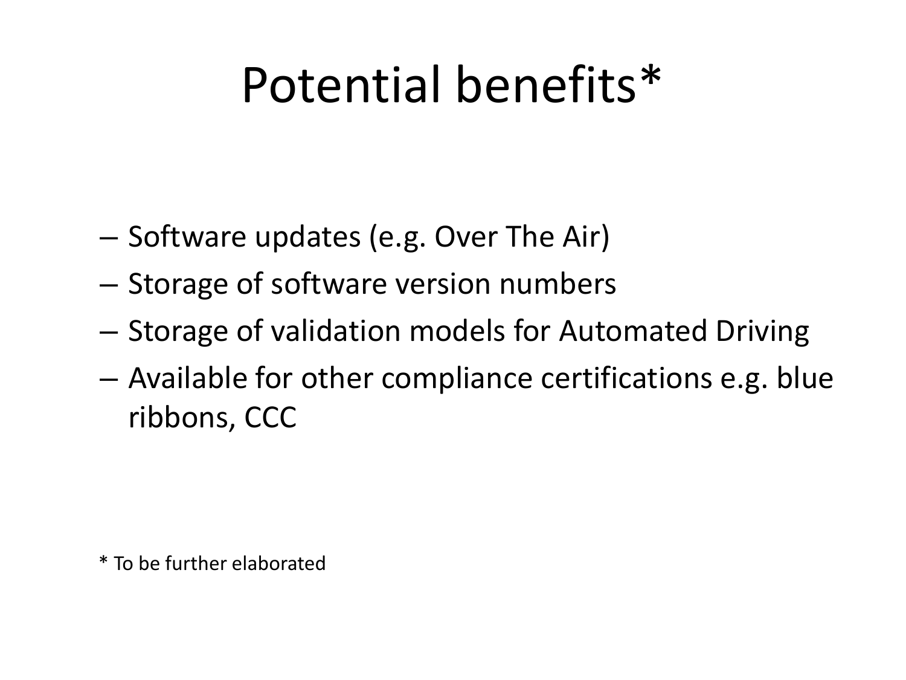# Potential benefits*

- Software updates (e.g. Over The Air)
- Storage of software version numbers
- Storage of validation models for Automated Driving
- Available for other compliance certifications e.g. blue ribbons, CCC

* To be further elaborated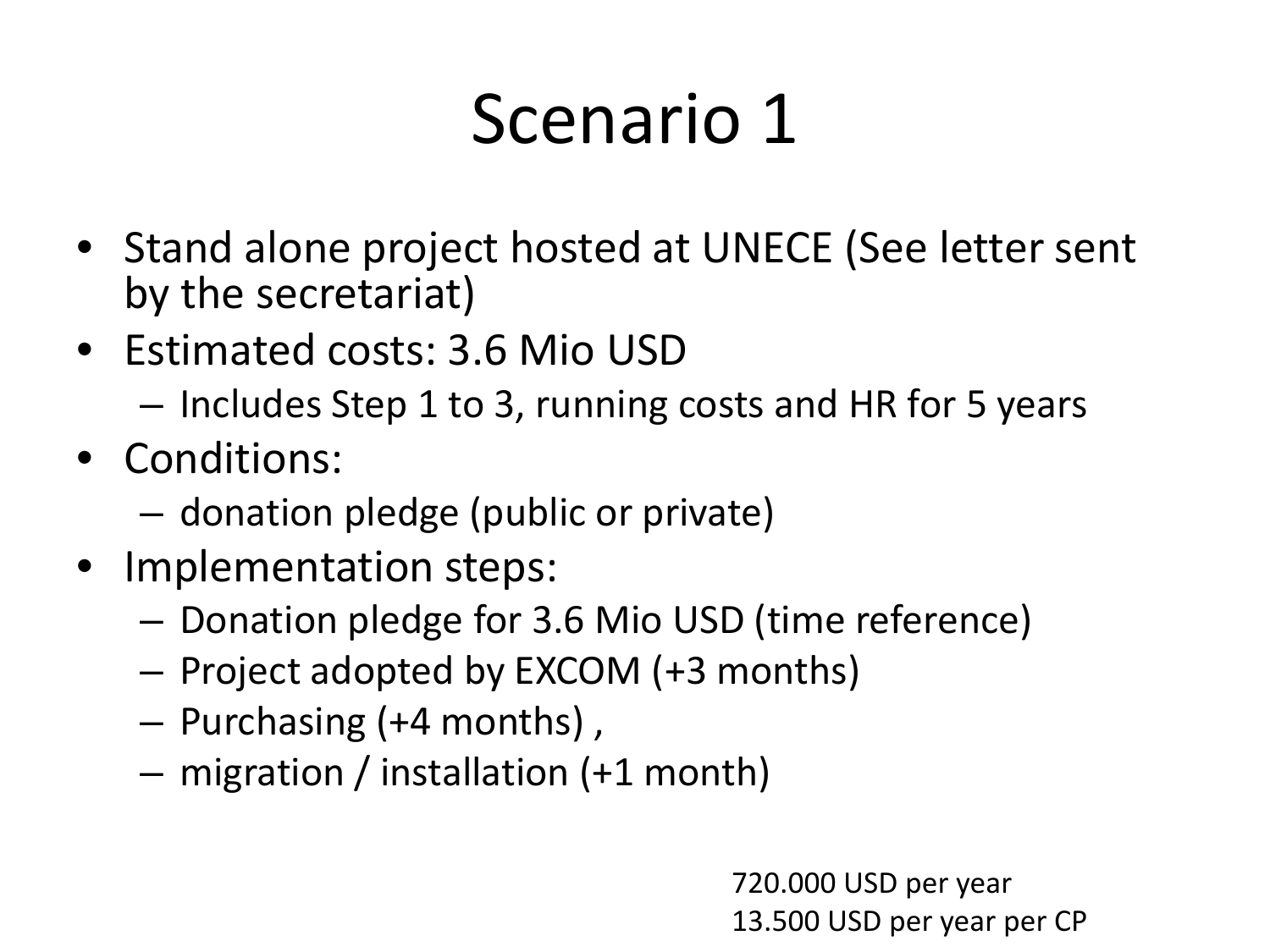# Scenario 1

- Stand alone project hosted at UNECE (See letter sent by the secretariat)
- Estimated costs: 3.6 Mio USD
  - Includes Step 1 to 3, running costs and HR for 5 years
- Conditions:
  - donation pledge (public or private)
- Implementation steps:
  - Donation pledge for 3.6 Mio USD (time reference)
  - Project adopted by EXCOM (+3 months)
  - Purchasing (+4 months) ,
  - migration / installation (+1 month)

720.000 USD per year
13.500 USD per year per CP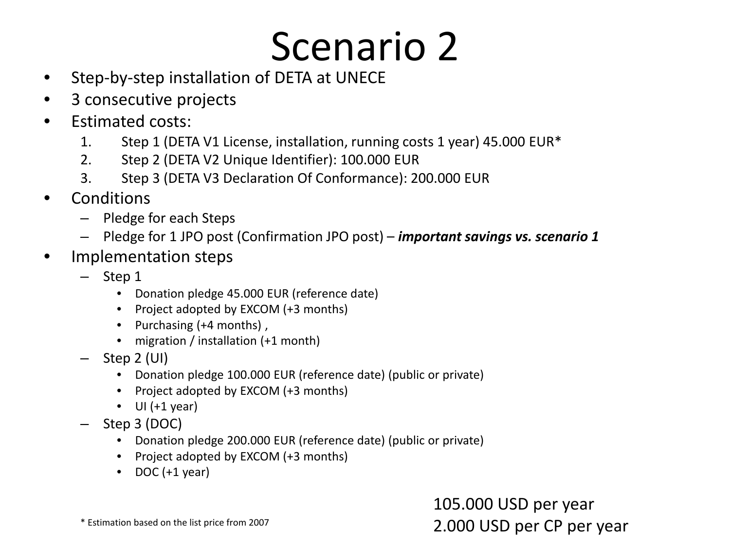# Scenario 2

- Step-by-step installation of DETA at UNECE
- 3 consecutive projects
- Estimated costs:
  1. Step 1 (DETA V1 License, installation, running costs 1 year) 45.000 EUR*
  2. Step 2 (DETA V2 Unique Identifier): 100.000 EUR
  3. Step 3 (DETA V3 Declaration Of Conformance): 200.000 EUR
- Conditions
  - Pledge for each Steps
  - Pledge for 1 JPO post (Confirmation JPO post) – ***important savings vs. scenario 1***
- Implementation steps
  - Step 1
    - Donation pledge 45.000 EUR (reference date)
    - Project adopted by EXCOM (+3 months)
    - Purchasing (+4 months) ,
    - migration / installation (+1 month)
  - Step 2 (UI)
    - Donation pledge 100.000 EUR (reference date) (public or private)
    - Project adopted by EXCOM (+3 months)
    - UI (+1 year)
  - Step 3 (DOC)
    - Donation pledge 200.000 EUR (reference date) (public or private)
    - Project adopted by EXCOM (+3 months)
    - DOC (+1 year)

105.000 USD per year
2.000 USD per CP per year

* Estimation based on the list price from 2007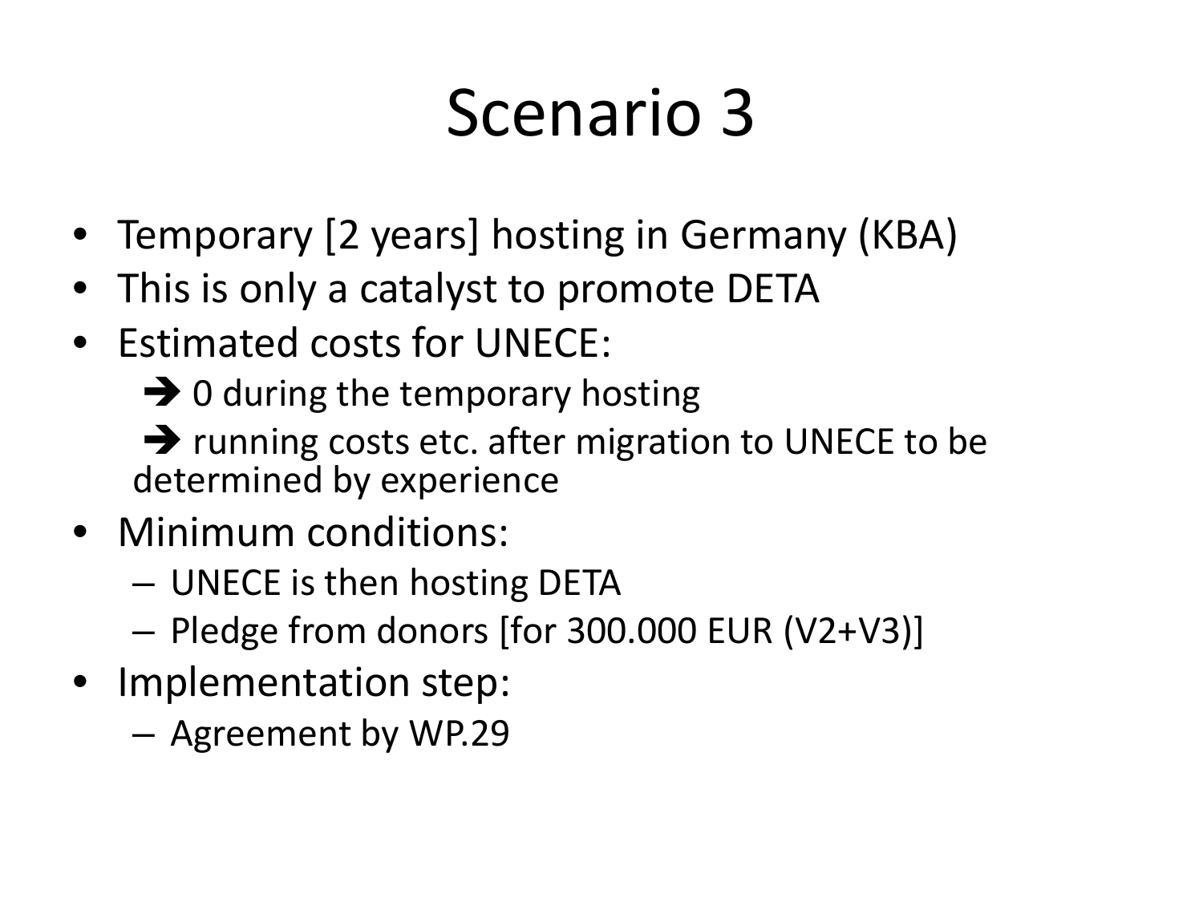# Scenario 3

- Temporary [2 years] hosting in Germany (KBA)
- This is only a catalyst to promote DETA
- Estimated costs for UNECE:
  - ➔ 0 during the temporary hosting
  - ➔ running costs etc. after migration to UNECE to be determined by experience
- Minimum conditions:
  - UNECE is then hosting DETA
  - Pledge from donors [for 300.000 EUR (V2+V3)]
- Implementation step:
  - Agreement by WP.29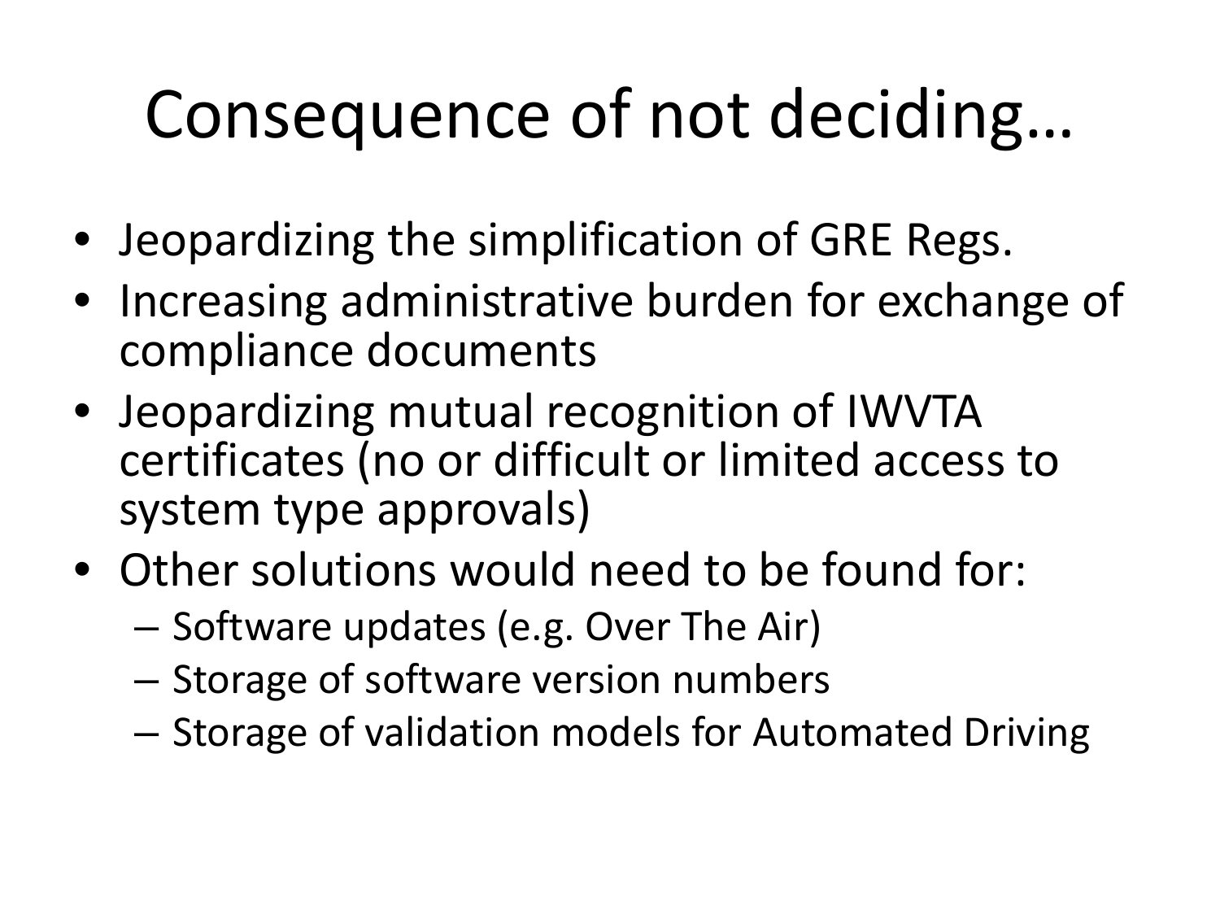# Consequence of not deciding…

- Jeopardizing the simplification of GRE Regs.
- Increasing administrative burden for exchange of compliance documents
- Jeopardizing mutual recognition of IWVTA certificates (no or difficult or limited access to system type approvals)
- Other solutions would need to be found for:
  - Software updates (e.g. Over The Air)
  - Storage of software version numbers
  - Storage of validation models for Automated Driving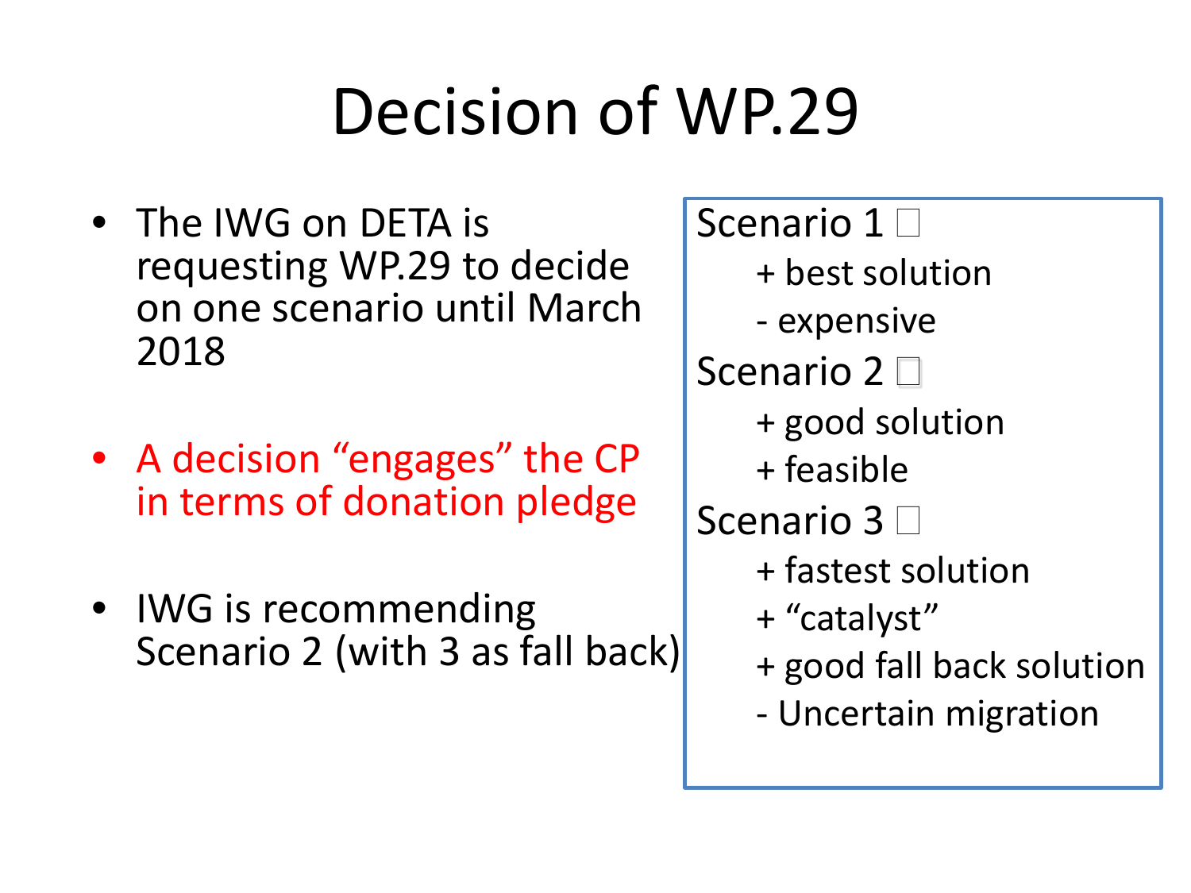# Decision of WP.29

- The IWG on DETA is requesting WP.29 to decide on one scenario until March 2018
- A decision "engages" the CP in terms of donation pledge
- IWG is recommending Scenario 2 (with 3 as fall back)

Scenario 1 ☐

+ best solution

- expensive

Scenario 2 ☐

+ good solution

+ feasible

Scenario 3 ☐

+ fastest solution

+ "catalyst"

+ good fall back solution

- Uncertain migration